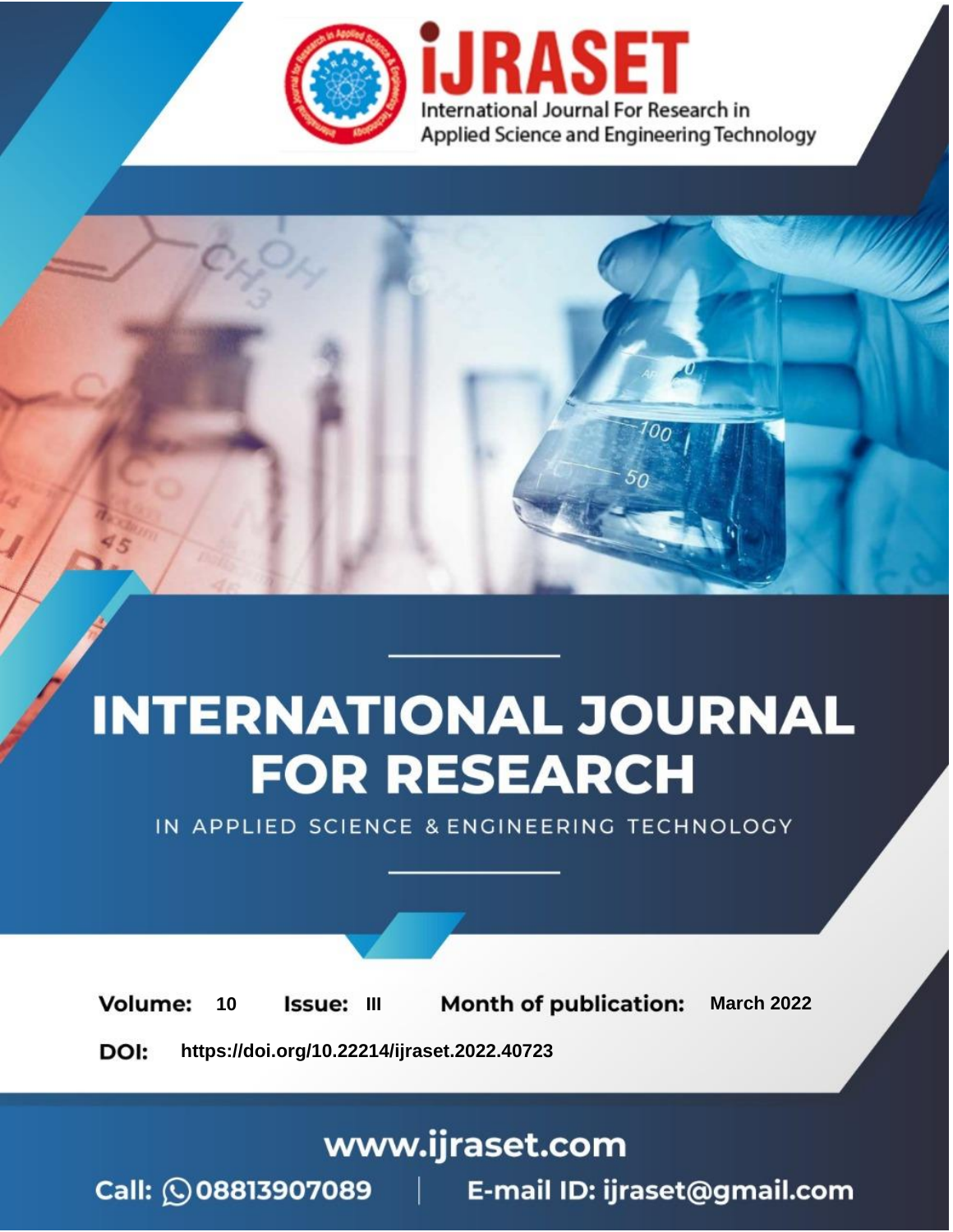iJRASET

International Journal For Research in Applied Science and Engineering Technology

# INTERNATIONAL JOURNAL FOR RESEARCH

IN APPLIED SCIENCE & ENGINEERING TECHNOLOGY

**Volume:** 10 **Issue:** III **Month of publication:** March 2022

**DOI:** https://doi.org/10.22214/ijraset.2022.40723

www.ijraset.com

Call: 08813907089 | E-mail ID: ijraset@gmail.com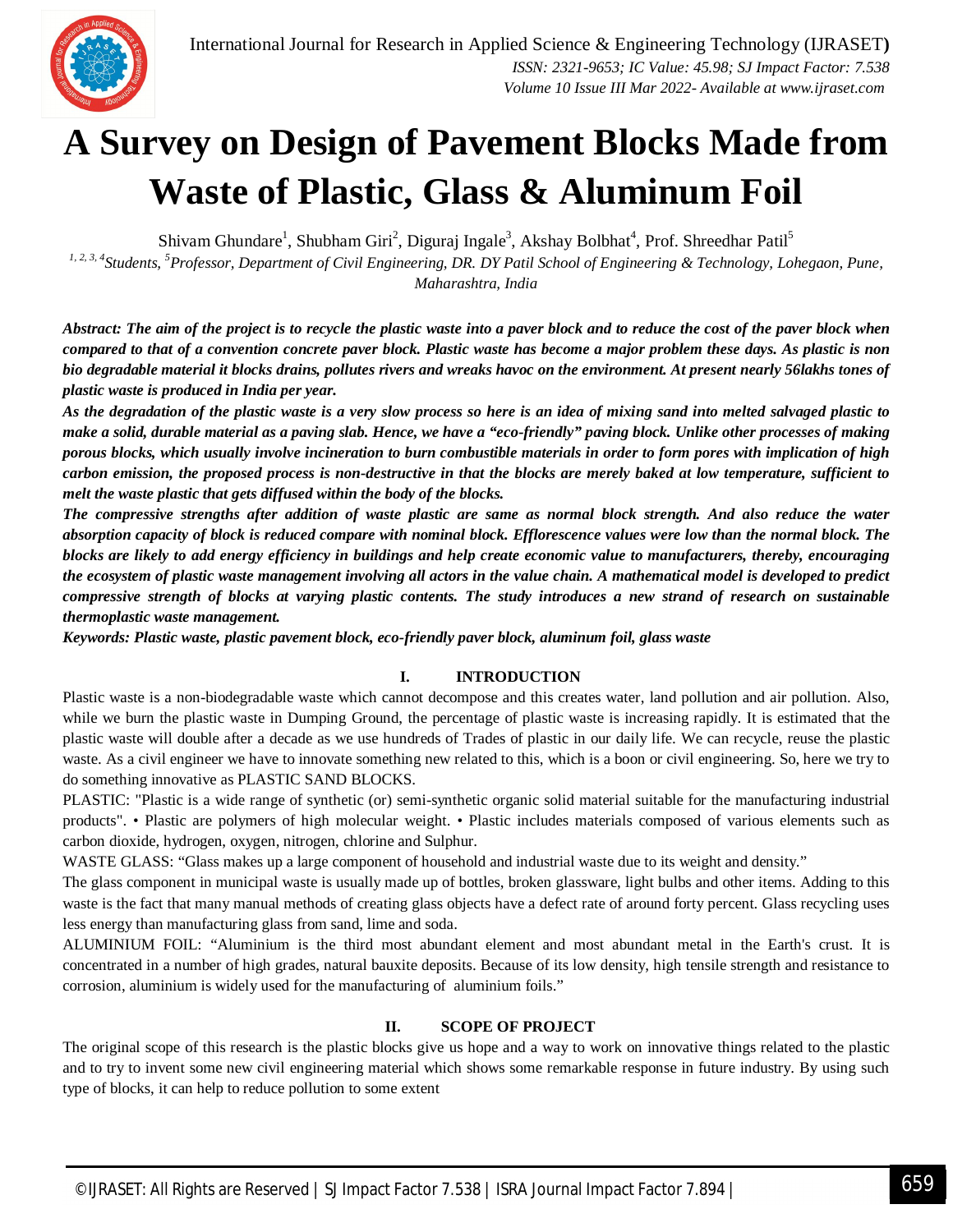# A Survey on Design of Pavement Blocks Made from Waste of Plastic, Glass & Aluminum Foil

Shivam Ghundare[1], Shubham Giri[2], Diguraj Ingale[3], Akshay Bolbhat[4], Prof. Shreedhar Patil[5]

*[1, 2, 3, 4]Students, [5]Professor, Department of Civil Engineering, DR. DY Patil School of Engineering & Technology, Lohegaon, Pune, Maharashtra, India*

***Abstract:** The aim of the project is to recycle the plastic waste into a paver block and to reduce the cost of the paver block when compared to that of a convention concrete paver block. Plastic waste has become a major problem these days. As plastic is non bio degradable material it blocks drains, pollutes rivers and wreaks havoc on the environment. At present nearly 56lakhs tones of plastic waste is produced in India per year.*

***As the degradation of the plastic waste is a very slow process so here is an idea of mixing sand into melted salvaged plastic to make a solid, durable material as a paving slab. Hence, we have a "eco-friendly" paving block. Unlike other processes of making porous blocks, which usually involve incineration to burn combustible materials in order to form pores with implication of high carbon emission, the proposed process is non-destructive in that the blocks are merely baked at low temperature, sufficient to melt the waste plastic that gets diffused within the body of the blocks.***

***The compressive strengths after addition of waste plastic are same as normal block strength. And also reduce the water absorption capacity of block is reduced compare with nominal block. Efflorescence values were low than the normal block. The blocks are likely to add energy efficiency in buildings and help create economic value to manufacturers, thereby, encouraging the ecosystem of plastic waste management involving all actors in the value chain. A mathematical model is developed to predict compressive strength of blocks at varying plastic contents. The study introduces a new strand of research on sustainable thermoplastic waste management.***

***Keywords:** Plastic waste, plastic pavement block, eco-friendly paver block, aluminum foil, glass waste*

## I. INTRODUCTION

Plastic waste is a non-biodegradable waste which cannot decompose and this creates water, land pollution and air pollution. Also, while we burn the plastic waste in Dumping Ground, the percentage of plastic waste is increasing rapidly. It is estimated that the plastic waste will double after a decade as we use hundreds of Trades of plastic in our daily life. We can recycle, reuse the plastic waste. As a civil engineer we have to innovate something new related to this, which is a boon or civil engineering. So, here we try to do something innovative as PLASTIC SAND BLOCKS.

PLASTIC: "Plastic is a wide range of synthetic (or) semi-synthetic organic solid material suitable for the manufacturing industrial products". • Plastic are polymers of high molecular weight. • Plastic includes materials composed of various elements such as carbon dioxide, hydrogen, oxygen, nitrogen, chlorine and Sulphur.

WASTE GLASS: "Glass makes up a large component of household and industrial waste due to its weight and density."

The glass component in municipal waste is usually made up of bottles, broken glassware, light bulbs and other items. Adding to this waste is the fact that many manual methods of creating glass objects have a defect rate of around forty percent. Glass recycling uses less energy than manufacturing glass from sand, lime and soda.

ALUMINIUM FOIL: "Aluminium is the third most abundant element and most abundant metal in the Earth's crust. It is concentrated in a number of high grades, natural bauxite deposits. Because of its low density, high tensile strength and resistance to corrosion, aluminium is widely used for the manufacturing of aluminium foils."

## II. SCOPE OF PROJECT

The original scope of this research is the plastic blocks give us hope and a way to work on innovative things related to the plastic and to try to invent some new civil engineering material which shows some remarkable response in future industry. By using such type of blocks, it can help to reduce pollution to some extent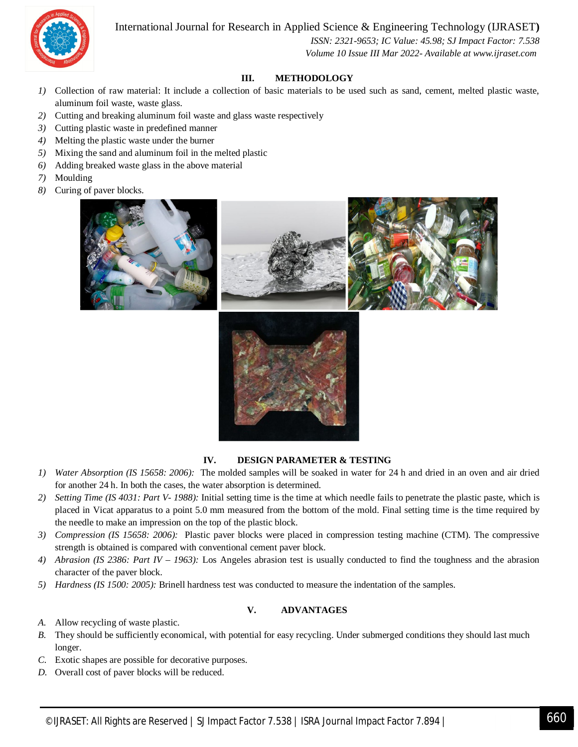## III. METHODOLOGY

1) Collection of raw material: It include a collection of basic materials to be used such as sand, cement, melted plastic waste, aluminum foil waste, waste glass.
2) Cutting and breaking aluminum foil waste and glass waste respectively
3) Cutting plastic waste in predefined manner
4) Melting the plastic waste under the burner
5) Mixing the sand and aluminum foil in the melted plastic
6) Adding breaked waste glass in the above material
7) Moulding
8) Curing of paver blocks.

## IV. DESIGN PARAMETER & TESTING

1) *Water Absorption (IS 15658: 2006):* The molded samples will be soaked in water for 24 h and dried in an oven and air dried for another 24 h. In both the cases, the water absorption is determined.
2) *Setting Time (IS 4031: Part V- 1988):* Initial setting time is the time at which needle fails to penetrate the plastic paste, which is placed in Vicat apparatus to a point 5.0 mm measured from the bottom of the mold. Final setting time is the time required by the needle to make an impression on the top of the plastic block.
3) *Compression (IS 15658: 2006):* Plastic paver blocks were placed in compression testing machine (CTM). The compressive strength is obtained is compared with conventional cement paver block.
4) *Abrasion (IS 2386: Part IV – 1963):* Los Angeles abrasion test is usually conducted to find the toughness and the abrasion character of the paver block.
5) *Hardness (IS 1500: 2005):* Brinell hardness test was conducted to measure the indentation of the samples.

## V. ADVANTAGES

A. Allow recycling of waste plastic.
B. They should be sufficiently economical, with potential for easy recycling. Under submerged conditions they should last much longer.
C. Exotic shapes are possible for decorative purposes.
D. Overall cost of paver blocks will be reduced.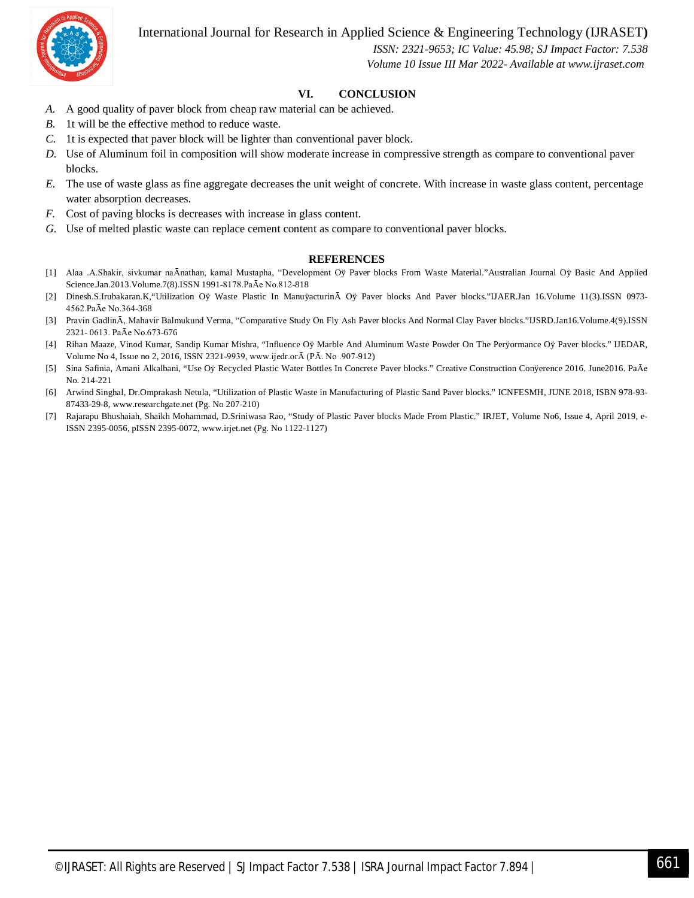## VI. CONCLUSION

*A.* A good quality of paver block from cheap raw material can be achieved.
*B.* 1t will be the effective method to reduce waste.
*C.* 1t is expected that paver block will be lighter than conventional paver block.
*D.* Use of Aluminum foil in composition will show moderate increase in compressive strength as compare to conventional paver blocks.
*E.* The use of waste glass as fine aggregate decreases the unit weight of concrete. With increase in waste glass content, percentage water absorption decreases.
*F.* Cost of paving blocks is decreases with increase in glass content.
*G.* Use of melted plastic waste can replace cement content as compare to conventional paver blocks.

## REFERENCES

[1] Alaa .A.Shakir, sivkumar naĀnathan, kamal Mustapha, "Development Oÿ Paver blocks From Waste Material."Australian Journal Oÿ Basic And Applied Science.Jan.2013.Volume.7(8).ISSN 1991-8178.PaĀe No.812-818

[2] Dinesh.S.Irubakaran.K,"Utilization Oÿ Waste Plastic In ManuÿacturinĀ Oÿ Paver blocks And Paver blocks."IJAER.Jan 16.Volume 11(3).ISSN 0973-4562.PaĀe No.364-368

[3] Pravin GadlinĀ, Mahavir Balmukund Verma, "Comparative Study On Fly Ash Paver blocks And Normal Clay Paver blocks."IJSRD.Jan16.Volume.4(9).ISSN 2321- 0613. PaĀe No.673-676

[4] Rihan Maaze, Vinod Kumar, Sandip Kumar Mishra, "Influence Oÿ Marble And Aluminum Waste Powder On The Perÿormance Oÿ Paver blocks." IJEDAR, Volume No 4, Issue no 2, 2016, ISSN 2321-9939, www.ijedr.orĀ (PĀ. No .907-912)

[5] Sina Safinia, Amani Alkalbani, "Use Oÿ Recycled Plastic Water Bottles In Concrete Paver blocks." Creative Construction Conÿerence 2016. June2016. PaĀe No. 214-221

[6] Arwind Singhal, Dr.Omprakash Netula, "Utilization of Plastic Waste in Manufacturing of Plastic Sand Paver blocks." ICNFESMH, JUNE 2018, ISBN 978-93-87433-29-8, www.researchgate.net (Pg. No 207-210)

[7] Rajarapu Bhushaiah, Shaikh Mohammad, D.Sriniwasa Rao, "Study of Plastic Paver blocks Made From Plastic." IRJET, Volume No6, Issue 4, April 2019, e-ISSN 2395-0056, pISSN 2395-0072, www.irjet.net (Pg. No 1122-1127)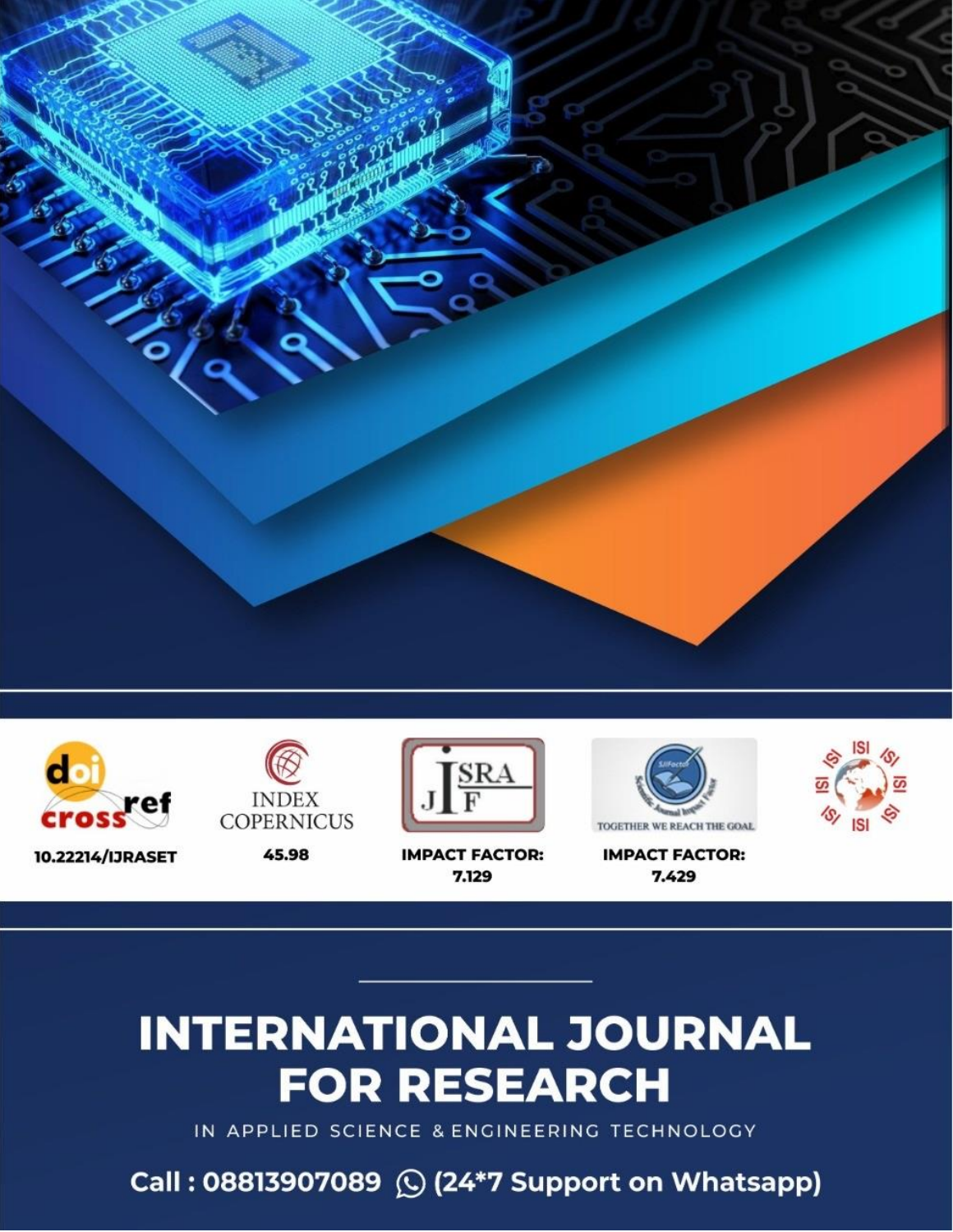10.22214/IJRASET

45.98

IMPACT FACTOR: 7.129

IMPACT FACTOR: 7.429

# INTERNATIONAL JOURNAL FOR RESEARCH

IN APPLIED SCIENCE & ENGINEERING TECHNOLOGY

Call : 08813907089 (24*7 Support on Whatsapp)